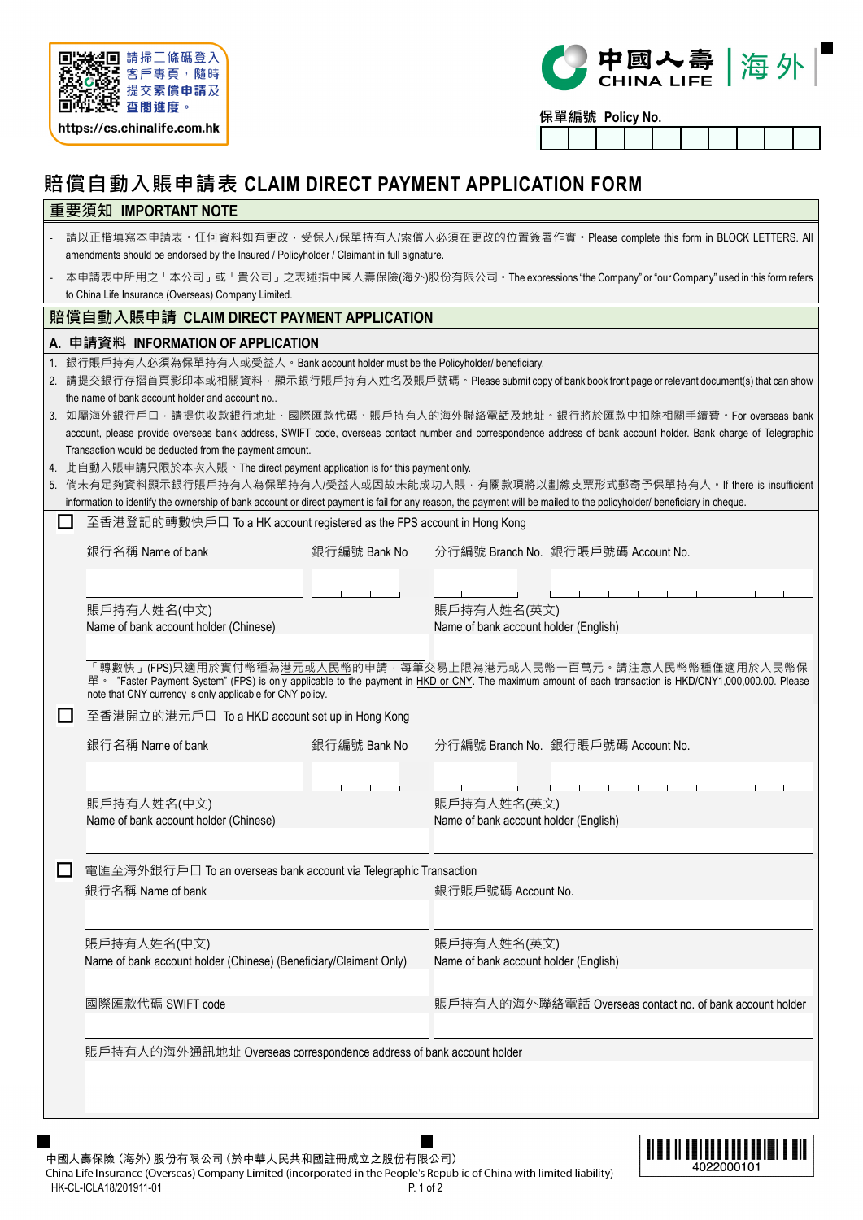請掃二條碼登入客戶專頁，隨時提交索償申請及查閱進度。
https://cs.chinalife.com.hk

中國人壽 CHINA LIFE | 海外

保單編號 Policy No.

# 賠償自動入賬申請表 CLAIM DIRECT PAYMENT APPLICATION FORM

## 重要須知 IMPORTANT NOTE

- 請以正楷填寫本申請表。任何資料如有更改，受保人/保單持有人/索償人必須在更改的位置簽署作實。Please complete this form in BLOCK LETTERS. All amendments should be endorsed by the Insured / Policyholder / Claimant in full signature.
- 本申請表中所用之「本公司」或「貴公司」之表述指中國人壽保險(海外)股份有限公司。The expressions "the Company" or "our Company" used in this form refers to China Life Insurance (Overseas) Company Limited.

## 賠償自動入賬申請 CLAIM DIRECT PAYMENT APPLICATION

### A. 申請資料 INFORMATION OF APPLICATION

1. 銀行賬戶持有人必須為保單持有人或受益人。Bank account holder must be the Policyholder/ beneficiary.
2. 請提交銀行存摺首頁影印本或相關資料，顯示銀行賬戶持有人姓名及賬戶號碼。Please submit copy of bank book front page or relevant document(s) that can show the name of bank account holder and account no..
3. 如屬海外銀行戶口，請提供收款銀行地址、國際匯款代碼、賬戶持有人的海外聯絡電話及地址。銀行將於匯款中扣除相關手續費。For overseas bank account, please provide overseas bank address, SWIFT code, overseas contact number and correspondence address of bank account holder. Bank charge of Telegraphic Transaction would be deducted from the payment amount.
4. 此自動入賬申請只限於本次入賬。The direct payment application is for this payment only.
5. 倘未有足夠資料顯示銀行賬戶持有人為保單持有人/受益人或因故未能成功入賬，有關款項將以劃線支票形式郵寄予保單持有人。If there is insufficient information to identify the ownership of bank account or direct payment is fail for any reason, the payment will be mailed to the policyholder/ beneficiary in cheque.

☐ 至香港登記的轉數快戶口 To a HK account registered as the FPS account in Hong Kong

| 銀行名稱 Name of bank | 銀行編號 Bank No | 分行編號 Branch No. | 銀行賬戶號碼 Account No. |
|---|---|---|---|
| | | | |

| 賬戶持有人姓名(中文) Name of bank account holder (Chinese) | 賬戶持有人姓名(英文) Name of bank account holder (English) |
|---|---|
| | |

「轉數快」(FPS)只適用於賞付幣種為港元或人民幣的申請，每筆交易上限為港元或人民幣一百萬元。請注意人民幣幣種僅適用於人民幣保單。 "Faster Payment System" (FPS) is only applicable to the payment in HKD or CNY. The maximum amount of each transaction is HKD/CNY1,000,000.00. Please note that CNY currency is only applicable for CNY policy.

☐ 至香港開立的港元戶口 To a HKD account set up in Hong Kong

| 銀行名稱 Name of bank | 銀行編號 Bank No | 分行編號 Branch No. | 銀行賬戶號碼 Account No. |
|---|---|---|---|
| | | | |

| 賬戶持有人姓名(中文) Name of bank account holder (Chinese) | 賬戶持有人姓名(英文) Name of bank account holder (English) |
|---|---|
| | |

☐ 電匯至海外銀行戶口 To an overseas bank account via Telegraphic Transaction

| 銀行名稱 Name of bank | 銀行賬戶號碼 Account No. |
|---|---|
| | |
| **賬戶持有人姓名(中文) Name of bank account holder (Chinese) (Beneficiary/Claimant Only)** | **賬戶持有人姓名(英文) Name of bank account holder (English)** |
| | |
| **國際匯款代碼 SWIFT code** | **賬戶持有人的海外聯絡電話 Overseas contact no. of bank account holder** |
| | |

賬戶持有人的海外通訊地址 Overseas correspondence address of bank account holder

中國人壽保險（海外）股份有限公司（於中華人民共和國註冊成立之股份有限公司）
China Life Insurance (Overseas) Company Limited (incorporated in the People's Republic of China with limited liability)
HK-CL-ICLA18/201911-01

4022000101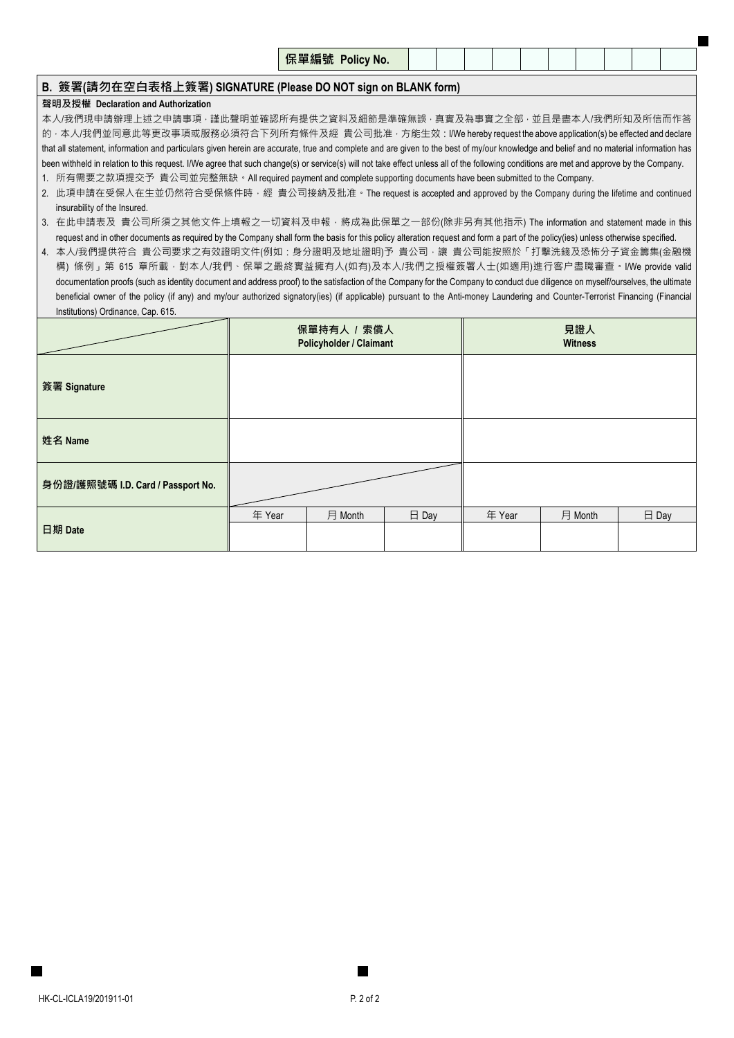| 保單編號 Policy No. | | | | | | | | | | |
|---|---|---|---|---|---|---|---|---|---|---|

## B. 簽署(請勿在空白表格上簽署) SIGNATURE (Please DO NOT sign on BLANK form)

**聲明及授權 Declaration and Authorization**

本人/我們現申請辦理上述之申請事項，謹此聲明並確認所有提供之資料及細節是準確無誤，真實及為事實之全部，並且是盡本人/我們所知及所信而作答的，本人/我們並同意此等更改事項或服務必須符合下列所有條件及經 貴公司批准，方能生效：I/We hereby request the above application(s) be effected and declare that all statement, information and particulars given herein are accurate, true and complete and are given to the best of my/our knowledge and belief and no material information has been withheld in relation to this request. I/We agree that such change(s) or service(s) will not take effect unless all of the following conditions are met and approve by the Company.

1. 所有需要之款項提交予 貴公司並完整無缺。All required payment and complete supporting documents have been submitted to the Company.
2. 此項申請在受保人在生並仍然符合受保條件時，經 貴公司接納及批准。The request is accepted and approved by the Company during the lifetime and continued insurability of the Insured.
3. 在此申請表及 貴公司所須之其他文件上填報之一切資料及申報，將成為此保單之一部份(除非另有其他指示) The information and statement made in this request and in other documents as required by the Company shall form the basis for this policy alteration request and form a part of the policy(ies) unless otherwise specified.
4. 本人/我們提供符合 貴公司要求之有效證明文件(例如：身分證明及地址證明)予 貴公司，讓 貴公司能按照於「打擊洗錢及恐怖分子資金籌集(金融機構) 條例」第 615 章所載，對本人/我們、保單之最終實益擁有人(如有)及本人/我們之授權簽署人士(如適用)進行客户盡職審查。I/We provide valid documentation proofs (such as identity document and address proof) to the satisfaction of the Company for the Company to conduct due diligence on myself/ourselves, the ultimate beneficial owner of the policy (if any) and my/our authorized signatory(ies) (if applicable) pursuant to the Anti-money Laundering and Counter-Terrorist Financing (Financial Institutions) Ordinance, Cap. 615.

| | 保單持有人 / 索償人 Policyholder / Claimant | | | 見證人 Witness | | |
|---|---|---|---|---|---|---|
| 簽署 Signature | | | | | | |
| 姓名 Name | | | | | | |
| 身份證/護照號碼 I.D. Card / Passport No. | | | | | | |
| 日期 Date | 年 Year | 月 Month | 日 Day | 年 Year | 月 Month | 日 Day |
| | | | | | | |

HK-CL-ICLA19/201911-01